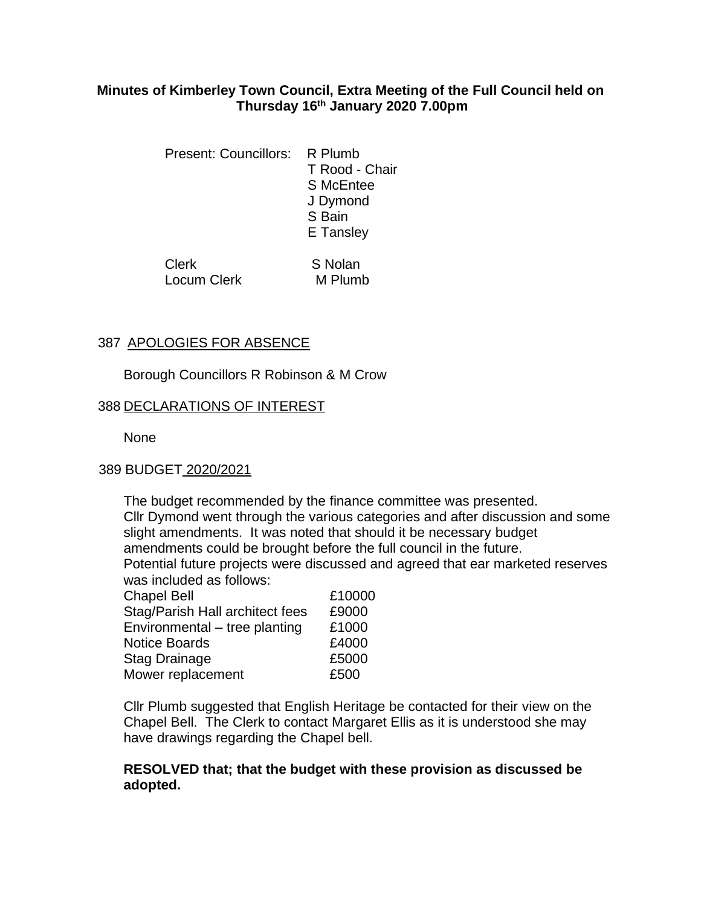# Minutes of Kimberley Town Council, Extra Meeting of the Full Council held on Thursday 16th January 2020 7.00pm

| | |
|---|---|
| Present: Councillors: | R Plumb |
| | T Rood - Chair |
| | S McEntee |
| | J Dymond |
| | S Bain |
| | E Tansley |
| Clerk | S Nolan |
| Locum Clerk | M Plumb |

## 387 APOLOGIES FOR ABSENCE

Borough Councillors R Robinson & M Crow

## 388 DECLARATIONS OF INTEREST

None

## 389 BUDGET 2020/2021

The budget recommended by the finance committee was presented.
Cllr Dymond went through the various categories and after discussion and some slight amendments. It was noted that should it be necessary budget amendments could be brought before the full council in the future.
Potential future projects were discussed and agreed that ear marketed reserves was included as follows:

| | |
|---|---|
| Chapel Bell | £10000 |
| Stag/Parish Hall architect fees | £9000 |
| Environmental – tree planting | £1000 |
| Notice Boards | £4000 |
| Stag Drainage | £5000 |
| Mower replacement | £500 |

Cllr Plumb suggested that English Heritage be contacted for their view on the Chapel Bell. The Clerk to contact Margaret Ellis as it is understood she may have drawings regarding the Chapel bell.

**RESOLVED that; that the budget with these provision as discussed be adopted.**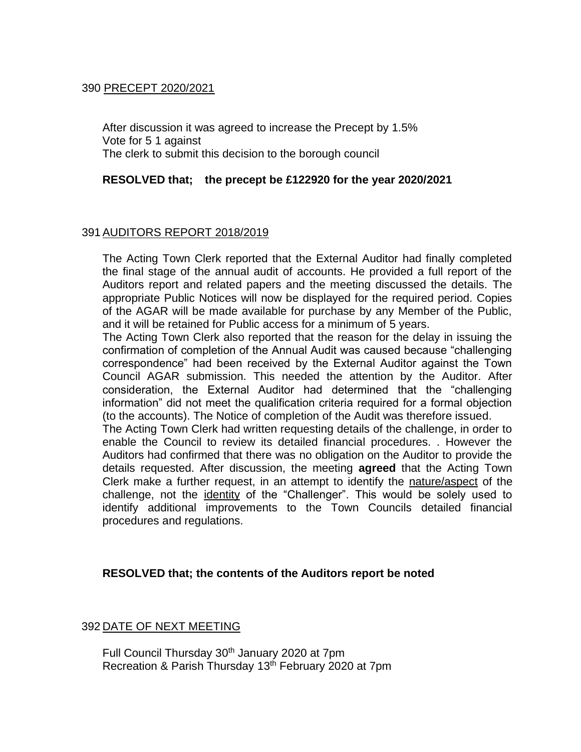390 <u>PRECEPT 2020/2021</u>

After discussion it was agreed to increase the Precept by 1.5%
Vote for 5 1 against
The clerk to submit this decision to the borough council

**RESOLVED that; the precept be £122920 for the year 2020/2021**

391 <u>AUDITORS REPORT 2018/2019</u>

The Acting Town Clerk reported that the External Auditor had finally completed the final stage of the annual audit of accounts. He provided a full report of the Auditors report and related papers and the meeting discussed the details. The appropriate Public Notices will now be displayed for the required period. Copies of the AGAR will be made available for purchase by any Member of the Public, and it will be retained for Public access for a minimum of 5 years.

The Acting Town Clerk also reported that the reason for the delay in issuing the confirmation of completion of the Annual Audit was caused because "challenging correspondence" had been received by the External Auditor against the Town Council AGAR submission. This needed the attention by the Auditor. After consideration, the External Auditor had determined that the "challenging information" did not meet the qualification criteria required for a formal objection (to the accounts). The Notice of completion of the Audit was therefore issued.

The Acting Town Clerk had written requesting details of the challenge, in order to enable the Council to review its detailed financial procedures. . However the Auditors had confirmed that there was no obligation on the Auditor to provide the details requested. After discussion, the meeting **agreed** that the Acting Town Clerk make a further request, in an attempt to identify the <u>nature/aspect</u> of the challenge, not the <u>identity</u> of the "Challenger". This would be solely used to identify additional improvements to the Town Councils detailed financial procedures and regulations.

**RESOLVED that; the contents of the Auditors report be noted**

392 <u>DATE OF NEXT MEETING</u>

Full Council Thursday 30th January 2020 at 7pm
Recreation & Parish Thursday 13th February 2020 at 7pm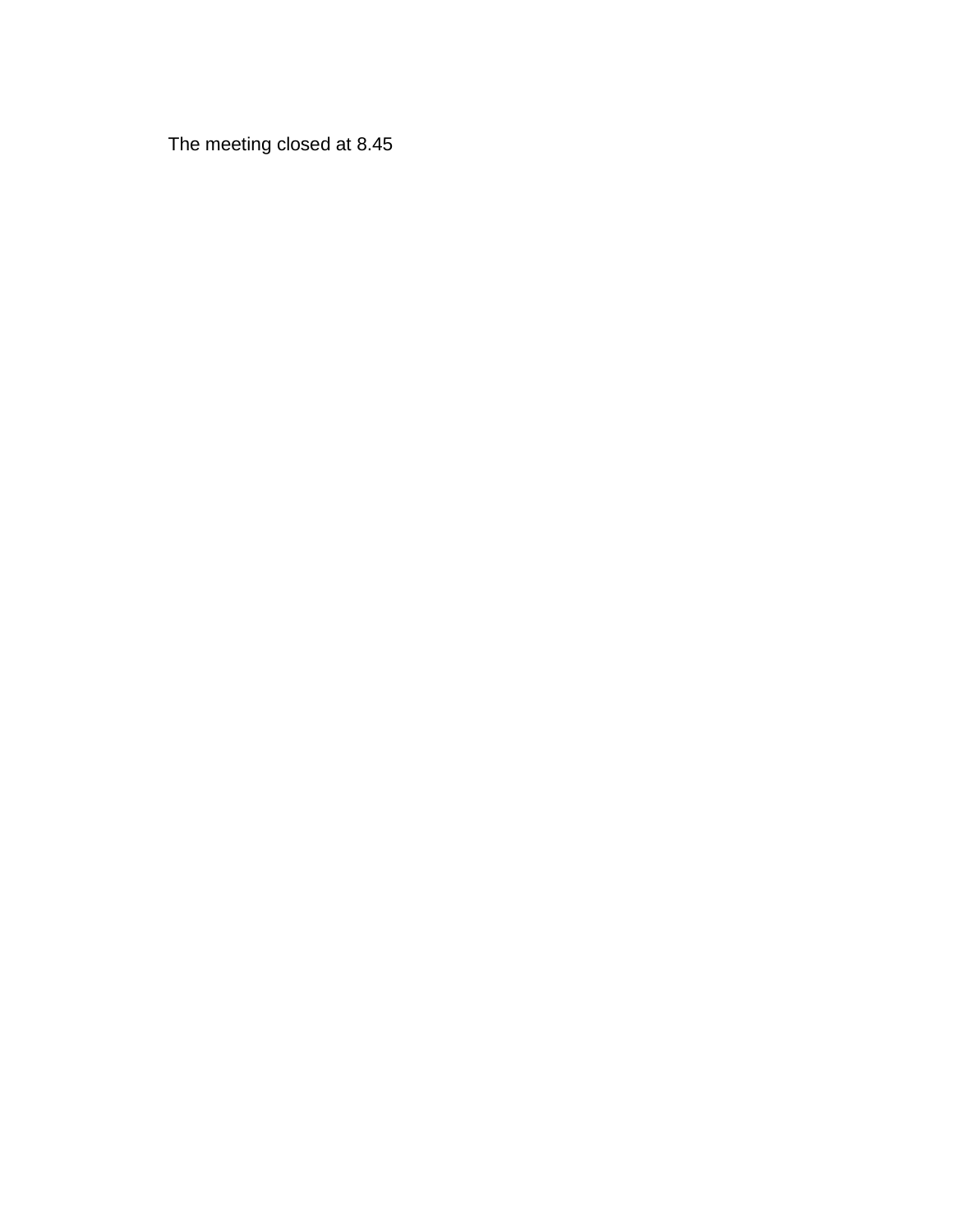The meeting closed at 8.45